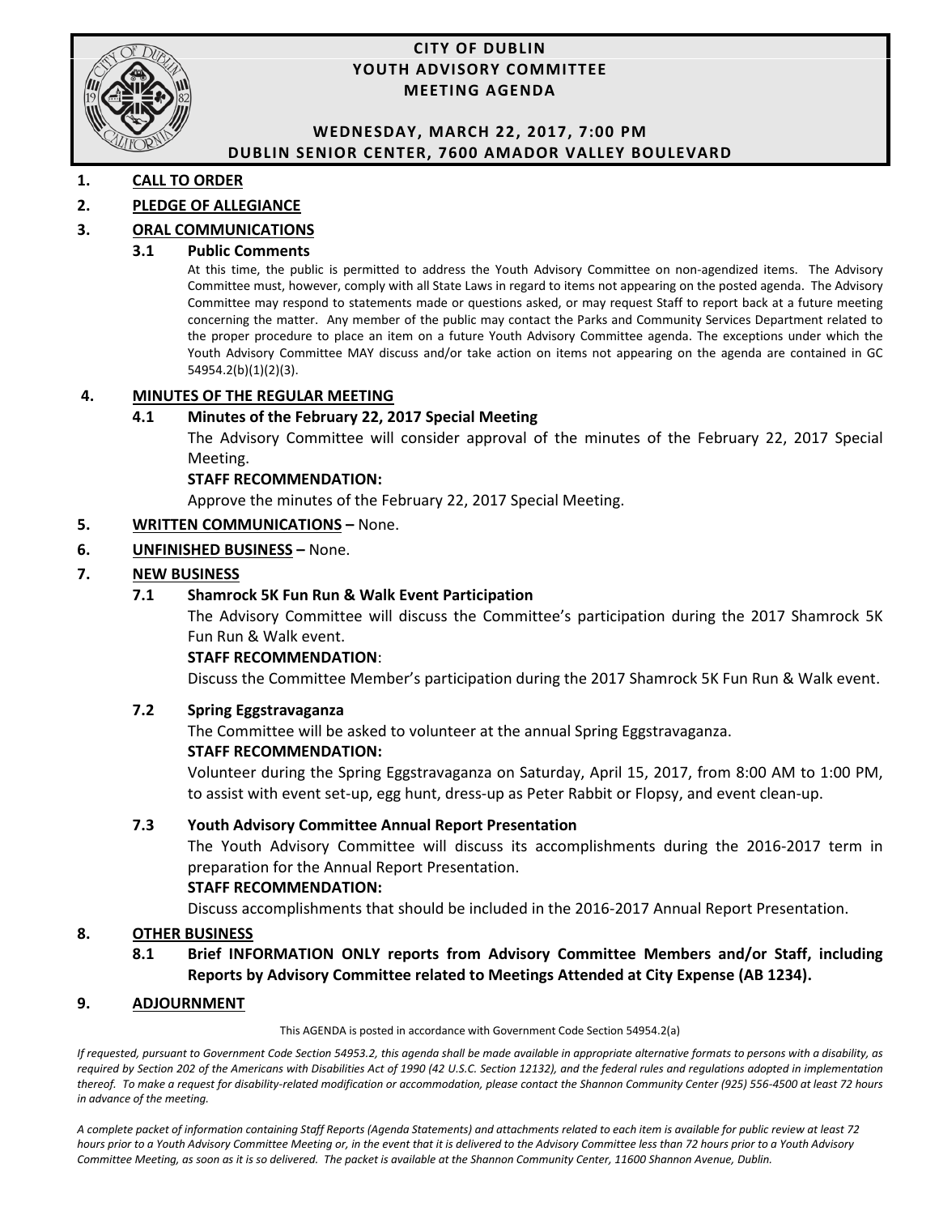# CITY OF DUBLIN
## YOUTH ADVISORY COMMITTEE
## MEETING AGENDA

**WEDNESDAY, MARCH 22, 2017, 7:00 PM**
**DUBLIN SENIOR CENTER, 7600 AMADOR VALLEY BOULEVARD**

**1. CALL TO ORDER**

**2. PLEDGE OF ALLEGIANCE**

**3. ORAL COMMUNICATIONS**

**3.1 Public Comments**

At this time, the public is permitted to address the Youth Advisory Committee on non-agendized items. The Advisory Committee must, however, comply with all State Laws in regard to items not appearing on the posted agenda. The Advisory Committee may respond to statements made or questions asked, or may request Staff to report back at a future meeting concerning the matter. Any member of the public may contact the Parks and Community Services Department related to the proper procedure to place an item on a future Youth Advisory Committee agenda. The exceptions under which the Youth Advisory Committee MAY discuss and/or take action on items not appearing on the agenda are contained in GC 54954.2(b)(1)(2)(3).

**4. MINUTES OF THE REGULAR MEETING**

**4.1 Minutes of the February 22, 2017 Special Meeting**

The Advisory Committee will consider approval of the minutes of the February 22, 2017 Special Meeting.

**STAFF RECOMMENDATION:**

Approve the minutes of the February 22, 2017 Special Meeting.

**5. WRITTEN COMMUNICATIONS –** None.

**6. UNFINISHED BUSINESS –** None.

**7. NEW BUSINESS**

**7.1 Shamrock 5K Fun Run & Walk Event Participation**

The Advisory Committee will discuss the Committee's participation during the 2017 Shamrock 5K Fun Run & Walk event.

**STAFF RECOMMENDATION**:

Discuss the Committee Member's participation during the 2017 Shamrock 5K Fun Run & Walk event.

**7.2 Spring Eggstravaganza**

The Committee will be asked to volunteer at the annual Spring Eggstravaganza.

**STAFF RECOMMENDATION:**

Volunteer during the Spring Eggstravaganza on Saturday, April 15, 2017, from 8:00 AM to 1:00 PM, to assist with event set-up, egg hunt, dress-up as Peter Rabbit or Flopsy, and event clean-up.

**7.3 Youth Advisory Committee Annual Report Presentation**

The Youth Advisory Committee will discuss its accomplishments during the 2016-2017 term in preparation for the Annual Report Presentation.

**STAFF RECOMMENDATION:**

Discuss accomplishments that should be included in the 2016-2017 Annual Report Presentation.

**8. OTHER BUSINESS**

**8.1 Brief INFORMATION ONLY reports from Advisory Committee Members and/or Staff, including Reports by Advisory Committee related to Meetings Attended at City Expense (AB 1234).**

**9. ADJOURNMENT**

This AGENDA is posted in accordance with Government Code Section 54954.2(a)

*If requested, pursuant to Government Code Section 54953.2, this agenda shall be made available in appropriate alternative formats to persons with a disability, as required by Section 202 of the Americans with Disabilities Act of 1990 (42 U.S.C. Section 12132), and the federal rules and regulations adopted in implementation thereof. To make a request for disability-related modification or accommodation, please contact the Shannon Community Center (925) 556-4500 at least 72 hours in advance of the meeting.*

*A complete packet of information containing Staff Reports (Agenda Statements) and attachments related to each item is available for public review at least 72 hours prior to a Youth Advisory Committee Meeting or, in the event that it is delivered to the Advisory Committee less than 72 hours prior to a Youth Advisory Committee Meeting, as soon as it is so delivered. The packet is available at the Shannon Community Center, 11600 Shannon Avenue, Dublin.*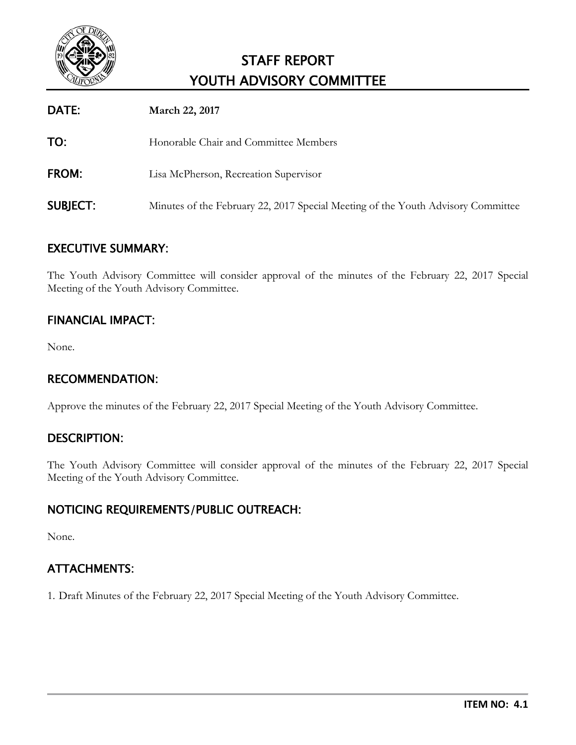# STAFF REPORT
# YOUTH ADVISORY COMMITTEE

**DATE:** **March 22, 2017**

**TO:** Honorable Chair and Committee Members

**FROM:** Lisa McPherson, Recreation Supervisor

**SUBJECT:** Minutes of the February 22, 2017 Special Meeting of the Youth Advisory Committee

## EXECUTIVE SUMMARY:

The Youth Advisory Committee will consider approval of the minutes of the February 22, 2017 Special Meeting of the Youth Advisory Committee.

## FINANCIAL IMPACT:

None.

## RECOMMENDATION:

Approve the minutes of the February 22, 2017 Special Meeting of the Youth Advisory Committee.

## DESCRIPTION:

The Youth Advisory Committee will consider approval of the minutes of the February 22, 2017 Special Meeting of the Youth Advisory Committee.

## NOTICING REQUIREMENTS/PUBLIC OUTREACH:

None.

## ATTACHMENTS:

1. Draft Minutes of the February 22, 2017 Special Meeting of the Youth Advisory Committee.

**ITEM NO: 4.1**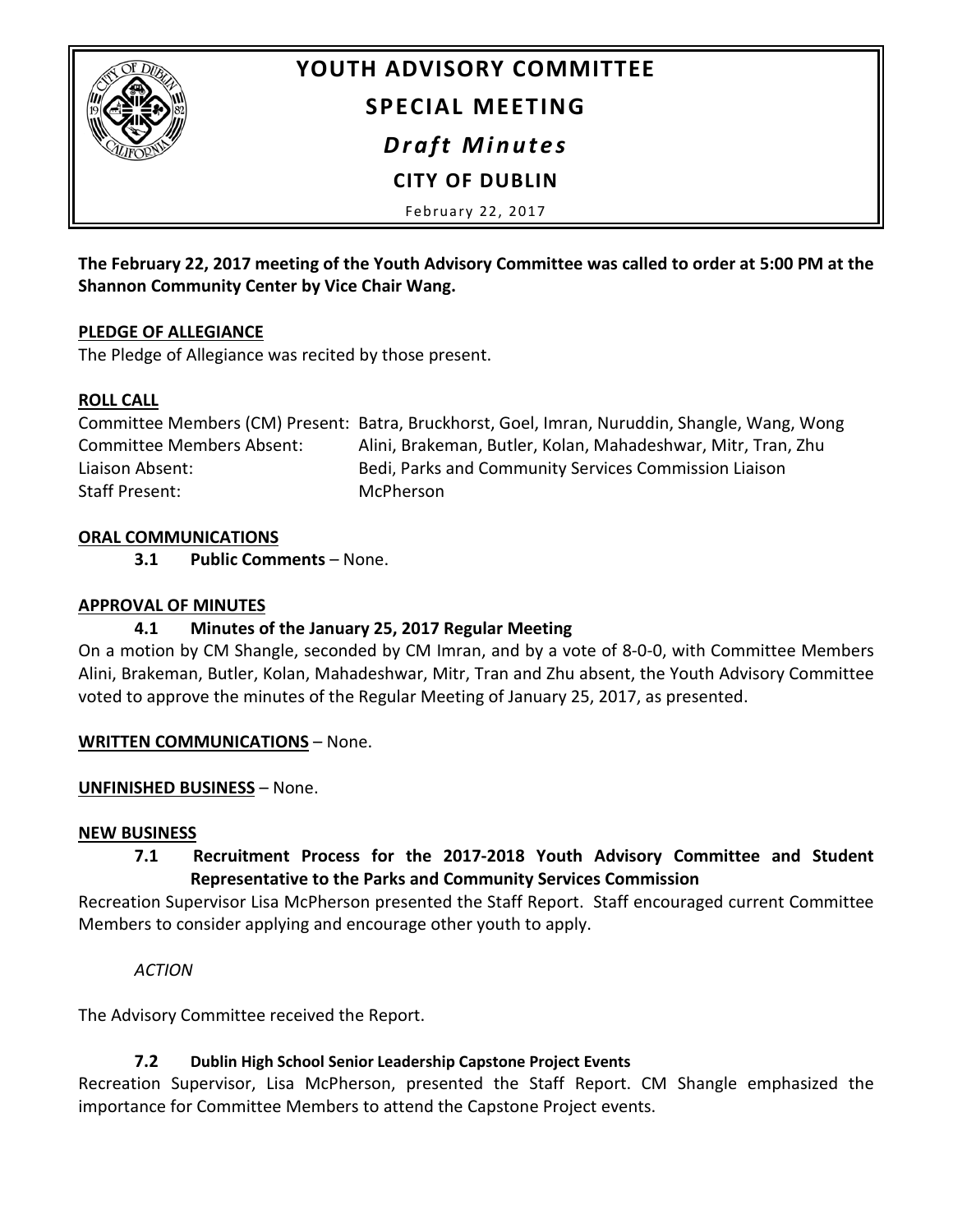# YOUTH ADVISORY COMMITTEE

## SPECIAL MEETING

## *Draft Minutes*

### CITY OF DUBLIN

February 22, 2017

**The February 22, 2017 meeting of the Youth Advisory Committee was called to order at 5:00 PM at the Shannon Community Center by Vice Chair Wang.**

**PLEDGE OF ALLEGIANCE**

The Pledge of Allegiance was recited by those present.

**ROLL CALL**

Committee Members (CM) Present: Batra, Bruckhorst, Goel, Imran, Nuruddin, Shangle, Wang, Wong
Committee Members Absent: Alini, Brakeman, Butler, Kolan, Mahadeshwar, Mitr, Tran, Zhu
Liaison Absent: Bedi, Parks and Community Services Commission Liaison
Staff Present: McPherson

**ORAL COMMUNICATIONS**

**3.1 Public Comments** – None.

**APPROVAL OF MINUTES**

**4.1 Minutes of the January 25, 2017 Regular Meeting**

On a motion by CM Shangle, seconded by CM Imran, and by a vote of 8-0-0, with Committee Members Alini, Brakeman, Butler, Kolan, Mahadeshwar, Mitr, Tran and Zhu absent, the Youth Advisory Committee voted to approve the minutes of the Regular Meeting of January 25, 2017, as presented.

**WRITTEN COMMUNICATIONS** – None.

**UNFINISHED BUSINESS** – None.

**NEW BUSINESS**

**7.1 Recruitment Process for the 2017-2018 Youth Advisory Committee and Student Representative to the Parks and Community Services Commission**

Recreation Supervisor Lisa McPherson presented the Staff Report. Staff encouraged current Committee Members to consider applying and encourage other youth to apply.

*ACTION*

The Advisory Committee received the Report.

**7.2 Dublin High School Senior Leadership Capstone Project Events**

Recreation Supervisor, Lisa McPherson, presented the Staff Report. CM Shangle emphasized the importance for Committee Members to attend the Capstone Project events.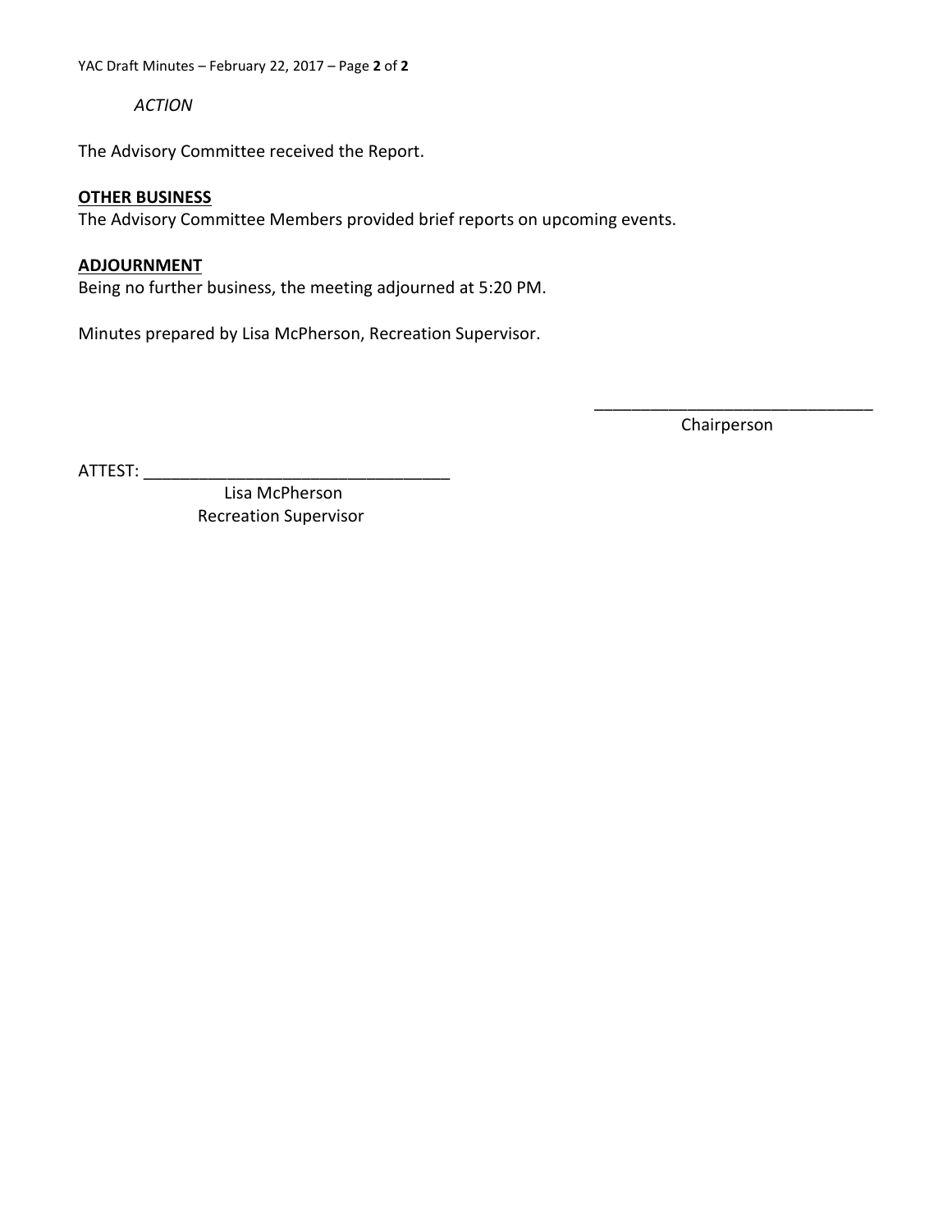*ACTION*

The Advisory Committee received the Report.

**OTHER BUSINESS**

The Advisory Committee Members provided brief reports on upcoming events.

**ADJOURNMENT**

Being no further business, the meeting adjourned at 5:20 PM.

Minutes prepared by Lisa McPherson, Recreation Supervisor.

______________________________
Chairperson

ATTEST: ________________________________
Lisa McPherson
Recreation Supervisor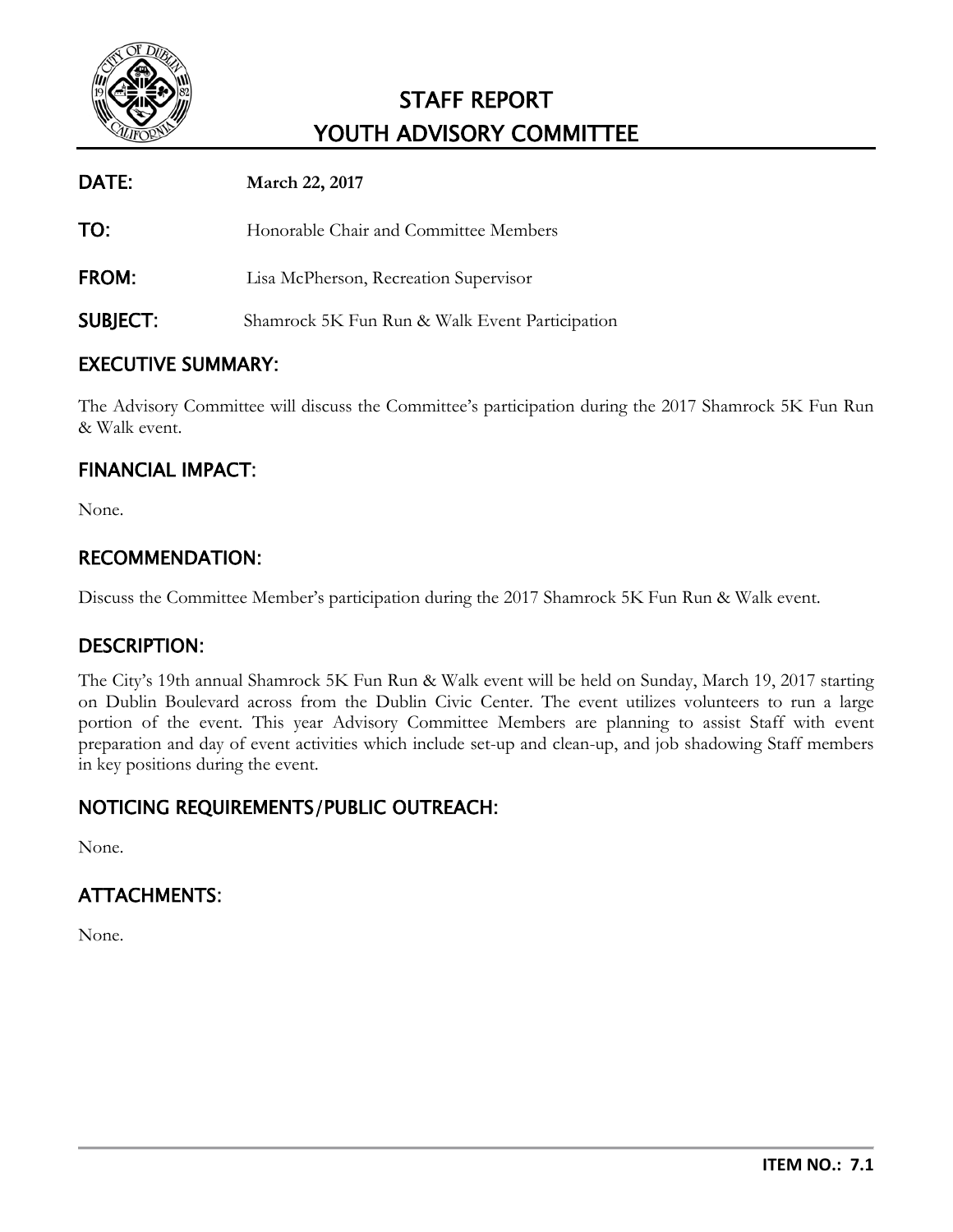# STAFF REPORT
# YOUTH ADVISORY COMMITTEE

**DATE:** **March 22, 2017**

**TO:** Honorable Chair and Committee Members

**FROM:** Lisa McPherson, Recreation Supervisor

**SUBJECT:** Shamrock 5K Fun Run & Walk Event Participation

## EXECUTIVE SUMMARY:

The Advisory Committee will discuss the Committee's participation during the 2017 Shamrock 5K Fun Run & Walk event.

## FINANCIAL IMPACT:

None.

## RECOMMENDATION:

Discuss the Committee Member's participation during the 2017 Shamrock 5K Fun Run & Walk event.

## DESCRIPTION:

The City's 19th annual Shamrock 5K Fun Run & Walk event will be held on Sunday, March 19, 2017 starting on Dublin Boulevard across from the Dublin Civic Center. The event utilizes volunteers to run a large portion of the event. This year Advisory Committee Members are planning to assist Staff with event preparation and day of event activities which include set-up and clean-up, and job shadowing Staff members in key positions during the event.

## NOTICING REQUIREMENTS/PUBLIC OUTREACH:

None.

## ATTACHMENTS:

None.

**ITEM NO.: 7.1**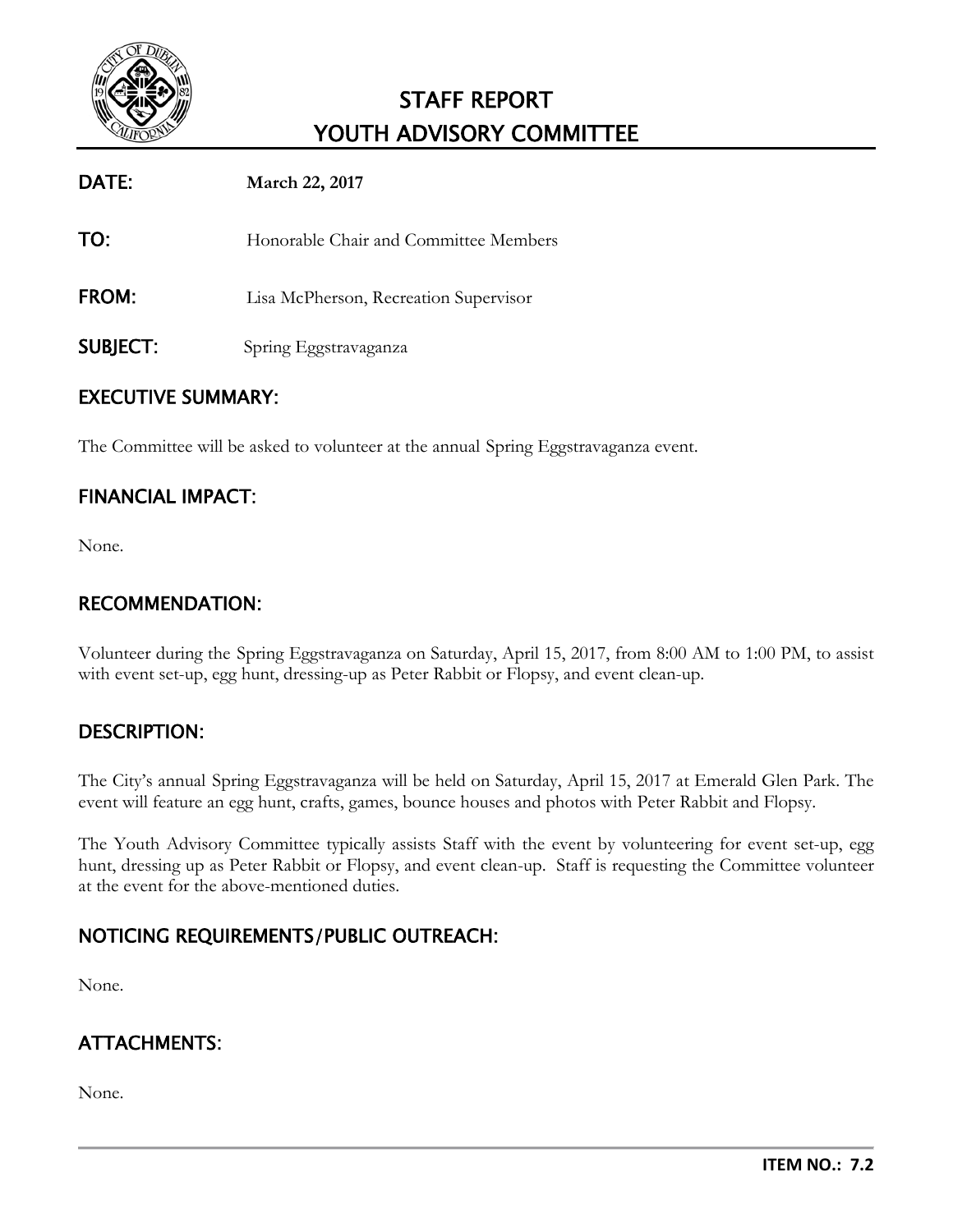# STAFF REPORT
# YOUTH ADVISORY COMMITTEE

**DATE:** **March 22, 2017**

**TO:** Honorable Chair and Committee Members

**FROM:** Lisa McPherson, Recreation Supervisor

**SUBJECT:** Spring Eggstravaganza

## EXECUTIVE SUMMARY:

The Committee will be asked to volunteer at the annual Spring Eggstravaganza event.

## FINANCIAL IMPACT:

None.

## RECOMMENDATION:

Volunteer during the Spring Eggstravaganza on Saturday, April 15, 2017, from 8:00 AM to 1:00 PM, to assist with event set-up, egg hunt, dressing-up as Peter Rabbit or Flopsy, and event clean-up.

## DESCRIPTION:

The City's annual Spring Eggstravaganza will be held on Saturday, April 15, 2017 at Emerald Glen Park. The event will feature an egg hunt, crafts, games, bounce houses and photos with Peter Rabbit and Flopsy.

The Youth Advisory Committee typically assists Staff with the event by volunteering for event set-up, egg hunt, dressing up as Peter Rabbit or Flopsy, and event clean-up. Staff is requesting the Committee volunteer at the event for the above-mentioned duties.

## NOTICING REQUIREMENTS/PUBLIC OUTREACH:

None.

## ATTACHMENTS:

None.

**ITEM NO.: 7.2**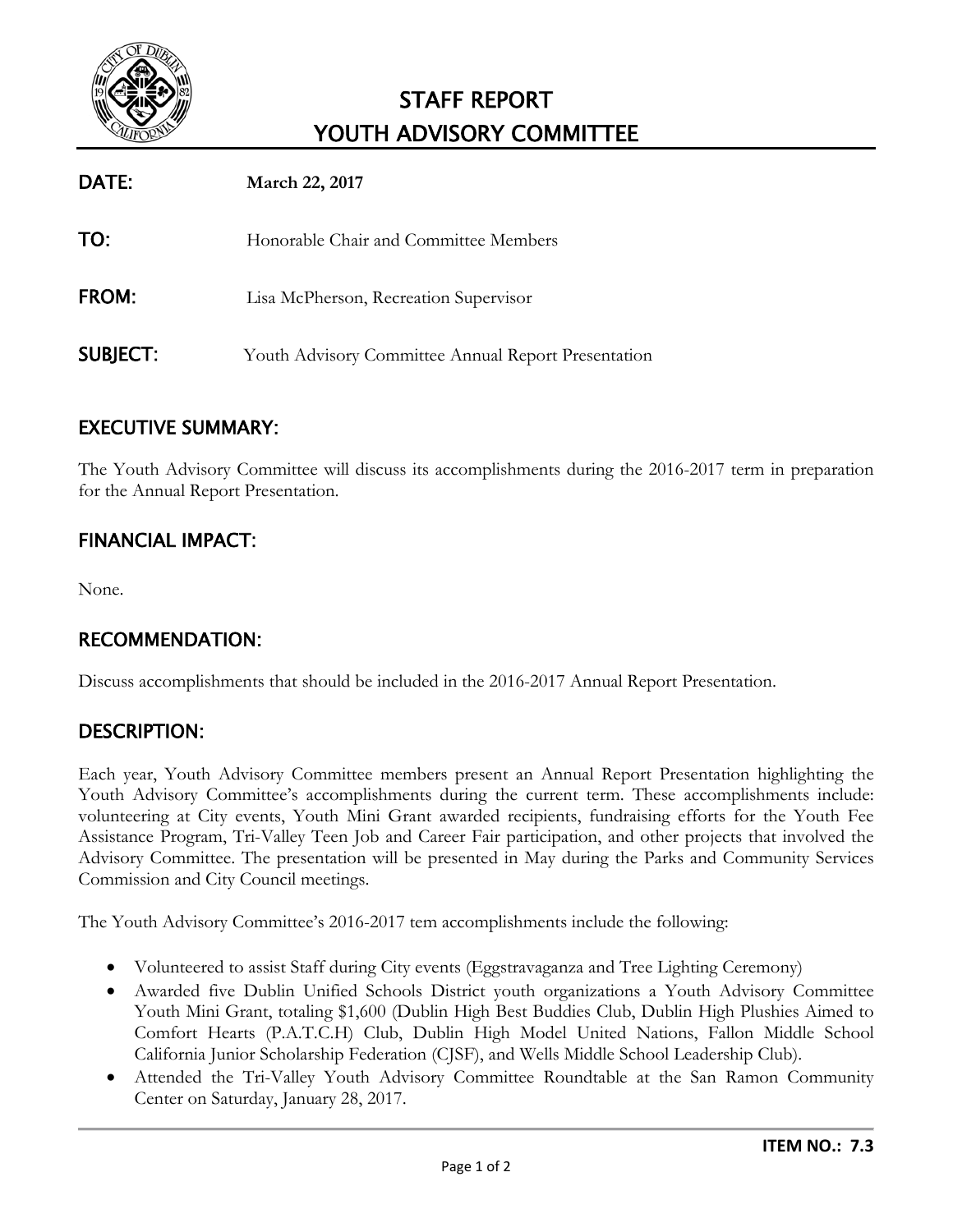# STAFF REPORT
# YOUTH ADVISORY COMMITTEE

**DATE:** **March 22, 2017**

**TO:** Honorable Chair and Committee Members

**FROM:** Lisa McPherson, Recreation Supervisor

**SUBJECT:** Youth Advisory Committee Annual Report Presentation

## EXECUTIVE SUMMARY:

The Youth Advisory Committee will discuss its accomplishments during the 2016-2017 term in preparation for the Annual Report Presentation.

## FINANCIAL IMPACT:

None.

## RECOMMENDATION:

Discuss accomplishments that should be included in the 2016-2017 Annual Report Presentation.

## DESCRIPTION:

Each year, Youth Advisory Committee members present an Annual Report Presentation highlighting the Youth Advisory Committee's accomplishments during the current term. These accomplishments include: volunteering at City events, Youth Mini Grant awarded recipients, fundraising efforts for the Youth Fee Assistance Program, Tri-Valley Teen Job and Career Fair participation, and other projects that involved the Advisory Committee. The presentation will be presented in May during the Parks and Community Services Commission and City Council meetings.

The Youth Advisory Committee's 2016-2017 tem accomplishments include the following:

- Volunteered to assist Staff during City events (Eggstravaganza and Tree Lighting Ceremony)
- Awarded five Dublin Unified Schools District youth organizations a Youth Advisory Committee Youth Mini Grant, totaling $1,600 (Dublin High Best Buddies Club, Dublin High Plushies Aimed to Comfort Hearts (P.A.T.C.H) Club, Dublin High Model United Nations, Fallon Middle School California Junior Scholarship Federation (CJSF), and Wells Middle School Leadership Club).
- Attended the Tri-Valley Youth Advisory Committee Roundtable at the San Ramon Community Center on Saturday, January 28, 2017.

**ITEM NO.: 7.3**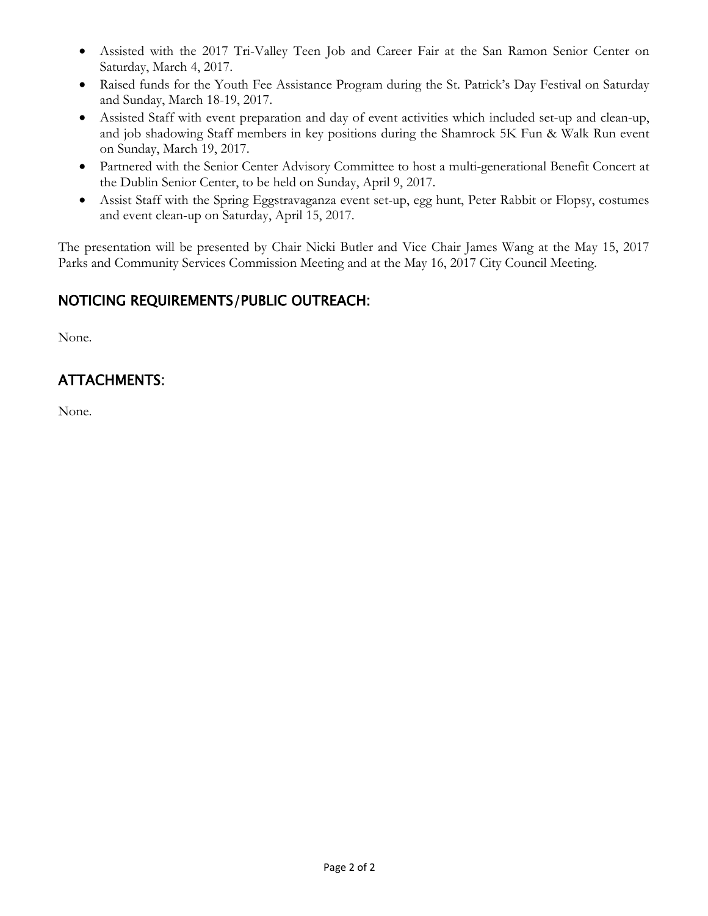- Assisted with the 2017 Tri-Valley Teen Job and Career Fair at the San Ramon Senior Center on Saturday, March 4, 2017.
- Raised funds for the Youth Fee Assistance Program during the St. Patrick's Day Festival on Saturday and Sunday, March 18-19, 2017.
- Assisted Staff with event preparation and day of event activities which included set-up and clean-up, and job shadowing Staff members in key positions during the Shamrock 5K Fun & Walk Run event on Sunday, March 19, 2017.
- Partnered with the Senior Center Advisory Committee to host a multi-generational Benefit Concert at the Dublin Senior Center, to be held on Sunday, April 9, 2017.
- Assist Staff with the Spring Eggstravaganza event set-up, egg hunt, Peter Rabbit or Flopsy, costumes and event clean-up on Saturday, April 15, 2017.

The presentation will be presented by Chair Nicki Butler and Vice Chair James Wang at the May 15, 2017 Parks and Community Services Commission Meeting and at the May 16, 2017 City Council Meeting.

## NOTICING REQUIREMENTS/PUBLIC OUTREACH:

None.

## ATTACHMENTS:

None.